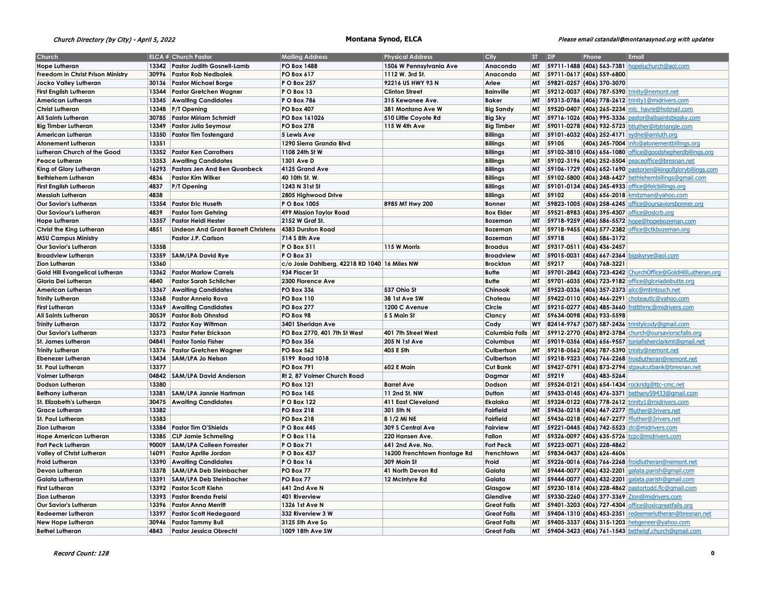Church Directory (by City) - April 5, 2022

# Montana Synod, ELCA

Please email cstandall@montanasynod.org with updates

| Church | ELCA # | Church Pastor | Mailing Address | Physical Address | City | ST | ZIP | Phone | Email |
|---|---|---|---|---|---|---|---|---|---|
| Hope Lutheran | 13342 | Pastor Judith Gosnell-Lamb | PO Box 1488 | 1506 W Pennsylvania Ave | Anaconda | MT | 59711-1488 | (406) 563-7381 | hopeluchurch@aol.com |
| Freedom in Christ Prison Ministry | 30996 | Pastor Rob Nedbalek | PO Box 617 | 1112 W. 3rd St. | Anaconda | MT | 59711-0617 | (406) 559-6800 | |
| Jocko Valley Lutheran | 30136 | Pastor Michael Borge | P O Box 257 | 92216 US HWY 93 N | Arlee | MT | 59821-0257 | (406) 370-3070 | |
| First English Lutheran | 13344 | Pastor Gretchen Wagner | P O Box 13 | Clinton Street | Bainville | MT | 59212-0037 | (406) 787-5390 | trinity@nemont.net |
| American Lutheran | 13345 | Awaiting Candidates | P O Box 786 | 315 Kewanee Ave. | Baker | MT | 59313-0786 | (406) 778-2612 | trinity1@midrivers.com |
| Christ Lutheran | 13348 | P/T Opening | PO Box 407 | 381 Montana Ave W | Big Sandy | MT | 59520-0407 | (406) 265-2234 | mlc_havre@hotmail.com |
| All Saints Lutheran | 30785 | Pastor Miriam Schmidt | PO Box 161026 | 510 Little Coyote Rd | Big Sky | MT | 59716-1026 | (406) 995-3336 | pastor@allsaintsbigsky.com |
| Big Timber Lutheran | 13349 | Pastor Julia Seymour | PO Box 278 | 115 W 4th Ave | Big Timber | MT | 59011-0278 | (406) 932-5723 | btluther@itstriangle.com |
| American Lutheran | 13350 | Pastor Tim Tostengard | 5 Lewis Ave | | Billings | MT | 59101-6032 | (406) 252-4171 | sydne@amluth.org |
| Atonement Lutheran | 13351 | | 1290 Sierra Granda Blvd | | Billings | MT | 59105 | (406) 245-7004 | info@atonementbillings.org |
| Lutheran Church of the Good | 13352 | Pastor Ken Carrothers | 1108 24th St W | | Billings | MT | 59102-3810 | (406) 656-1080 | office@goodshepherdbillings.org |
| Peace Lutheran | 13353 | Awaiting Candidates | 1301 Ave D | | Billings | MT | 59102-3196 | (406) 252-5504 | peaceoffice@bresnan.net |
| King of Glory Lutheran | 16293 | Pastors Jen And Ben Quanbeck | 4125 Grand Ave | | Billings | MT | 59106-1729 | (406) 652-1690 | pastorjen@kingofglorybillings.com |
| Bethlehem Lutheran | 4836 | Pastor Kim Wilker | 40 10th St. W. | | Billings | MT | 59102-5800 | (406) 248-6427 | bethlehembillings@gmail.com |
| First English Lutheran | 4837 | P/T Opening | 1243 N 31st St | | Billings | MT | 59101-0134 | (406) 245-4933 | office@felcbillings.org |
| Messiah Lutheran | 4838 | | 2805 Highwood Drive | | Billings | MT | 59102 | (406) 656-2018 | kmitzman@yahoo.com |
| Our Savior's Lutheran | 13354 | Pastor Eric Huseth | P O Box 1005 | 8985 MT Hwy 200 | Bonner | MT | 59823-1005 | (406) 258-6245 | office@oursaviorsbonner.org |
| Our Saviour's Lutheran | 4839 | Pastor Tom Gehring | 499 Mission Taylor Road | | Box Elder | MT | 59521-8983 | (406) 395-4307 | office@oslcrb.org |
| Hope Lutheran | 13357 | Pastor Heidi Hester | 2152 W Graf St. | | Bozeman | MT | 59718-9259 | (406) 586-5572 | hope@hopebozeman.com |
| Christ the King Lutheran | 4851 | Lindean And Grant Barnett Christens | 4383 Durston Road | | Bozeman | MT | 59718-9455 | (406) 577-2382 | office@ctkbozeman.org |
| MSU Campus Ministry | | Pastor J.P. Carlson | 714 S 8th Ave | | Bozeman | MT | 59718 | (406) 586-3172 | |
| Our Savior's Lutheran | 13358 | | P O Box 511 | 115 W Morris | Broadus | MT | 59317-0511 | (406) 436-2457 | |
| Broadview Lutheran | 13359 | SAM/LPA David Rye | P O Box 31 | | Broadview | MT | 59015-0031 | (406) 667-2364 | bigskyrye@aol.com |
| Zion Lutheran | 13360 | | c/o Josie Dahlberg, 42218 RD 1040 | 16 Miles NW | Brockton | MT | 59217 | (406) 768-3221 | |
| Gold Hill Evangelical Lutheran | 13362 | Pastor Marlow Carrels | 934 Placer St | | Butte | MT | 59701-2842 | (406) 723-4242 | ChurchOffice@GoldHillLutheran.org |
| Gloria Dei Lutheran | 4840 | Pastor Sarah Schilcher | 2300 Florence Ave | | Butte | MT | 59701-6035 | (406) 723-9182 | office@gloriadeibutte.org |
| American Lutheran | 13367 | Awaiting Candidates | PO Box 336 | 537 Ohio St | Chinook | MT | 59523-0336 | (406) 357-2373 | alcc@mtintouch.net |
| Trinity Lutheran | 13368 | Pastor Annela Rova | PO Box 110 | 38 1st Ave SW | Choteau | MT | 59422-0110 | (406) 466-2291 | choteautlc@yahoo.com |
| First Lutheran | 13369 | Awaiting Candidates | PO Box 277 | 1200 C Avenue | Circle | MT | 59215-0277 | (406) 485-3660 | frstlthrnc@midrivers.com |
| All Saints Lutheran | 30539 | Pastor Bob Ohnstad | PO Box 98 | 5 S Main St | Clancy | MT | 59634-0098 | (406) 933-5598 | |
| Trinity Lutheran | 13372 | Pastor Kay Wittman | 3401 Sheridan Ave | | Cody | WY | 82414-9767 | (307) 587-2436 | trinitylcody@gmail.com |
| Our Savior's Lutheran | 13373 | Pastor Peter Erickson | PO Box 2770, 401 7th St West | 401 7th Street West | Columbia Falls | MT | 59912-2770 | (406) 892-3784 | church@oursaviorscfalls.org |
| St. James Lutheran | 04841 | Pastor Tonia Fisher | PO Box 356 | 205 N 1st Ave | Columbus | MT | 59019-0356 | (406) 656-9557 | toniafisherclarkmt@gmail.net |
| Trinity Lutheran | 13376 | Pastor Gretchen Wagner | PO Box 562 | 405 E 5th | Culbertson | MT | 59218-0562 | (406) 787-5390 | trinity@nemont.net |
| Ebenezer Lutheran | 13434 | SAM/LPA Jo Nelson | 5199 Road 1018 | | Culbertson | MT | 59218-9323 | (406) 766-2268 | froidlutheran@nemont.net |
| St. Paul Lutheran | 13377 | | PO Box 791 | 602 E Main | Cut Bank | MT | 59427-0791 | (406) 873-2794 | stpaulcutbank@bresnan.net |
| Volmer Lutheran | 04842 | SAM/LPA David Anderson | Rt 2, 87 Volmer Church Road | | Dagmar | MT | 59219 | (406) 483-5264 | |
| Dodson Lutheran | 13380 | | PO Box 121 | Barret Ave | Dodson | MT | 59524-0121 | (406) 654-1434 | rockridg@ttc-cmc.net |
| Bethany Lutheran | 13381 | SAM/LPA Jannie Hartman | PO Box 145 | 11 2nd St. NW | Dutton | MT | 59433-0145 | (406) 476-3371 | bethany59433@gmail.com |
| St. Elizabeth's Lutheran | 30475 | Awaiting Candidates | P O Box 122 | 411 East Cleveland | Ekalaka | MT | 59324-0122 | (406) 778-2612 | trinity1@midrivers.com |
| Grace Lutheran | 13382 | | PO Box 218 | 301 5th N | Fairfield | MT | 59436-0218 | (406) 467-2277 | ffluther@3rivers.net |
| St. Paul Lutheran | 13383 | | PO Box 218 | 8 1/2 Mi NE | Fairfield | MT | 59436-0218 | (406) 467-2277 | ffluther@3rivers.net |
| Zion Lutheran | 13384 | Pastor Tim O'Shields | P O Box 445 | 309 S Central Ave | Fairview | MT | 59221-0445 | (406) 742-5523 | zlc@midrivers.com |
| Hope American Lutheran | 13385 | CLP Jamie Schmeling | P O Box 116 | 220 Hansen Ave. | Fallon | MT | 59326-0097 | (406) 635-5726 | tcpc@midrivers.com |
| Fort Peck Lutheran | 90009 | SAM/LPA Colleen Forrester | P O Box 71 | 641 2nd Ave. No. | Fort Peck | MT | 59223-0071 | (406) 228-4862 | |
| Valley of Christ Lutheran | 16091 | Pastor Aprille Jordan | P O Box 437 | 16200 Frenchtown Frontage Rd | Frenchtown | MT | 59834-0437 | (406) 626-4606 | |
| Froid Lutheran | 13390 | Awaiting Candidates | P O Box 16 | 309 Main St | Froid | MT | 59226-0016 | (406) 766-2268 | froidlutheran@nemont.net |
| Devon Lutheran | 13378 | SAM/LPA Deb Steinbacher | PO Box 77 | 41 North Devon Rd | Galata | MT | 59444-0077 | (406) 432-2201 | galata.parish@gmail.com |
| Galata Lutheran | 13391 | SAM/LPA Deb Steinbacher | PO Box 77 | 12 McIntyre Rd | Galata | MT | 59444-0077 | (406) 432-2201 | galata.parish@gmail.com |
| First Lutheran | 13392 | Pastor Scott Kiehn | 641 2nd Ave N | | Glasgow | MT | 59230-1816 | (406) 228-4862 | pastortodd.flc@gmail.com |
| Zion Lutheran | 13393 | Pastor Brenda Frelsi | 401 Riverview | | Glendive | MT | 59330-2260 | (406) 377-3369 | Zion@midrivers.com |
| Our Savior's Lutheran | 13396 | Pastor Anna Merritt | 1326 1st Ave N | | Great Falls | MT | 59401-3203 | (406) 727-4304 | office@oslcgreatfalls.org |
| Redeemer Lutheran | 13397 | Pastor Scott Hedegaard | 332 Riverview 3 W | | Great Falls | MT | 59404-1310 | (406) 453-2351 | redeemerlutheran@bresnan.net |
| New Hope Lutheran | 30946 | Pastor Tammy Bull | 3125 5th Ave So | | Great Falls | MT | 59405-3337 | (406) 315-1203 | hebgeneer@yahoo.com |
| Bethel Lutheran | 4843 | Pastor Jessica Obrecht | 1009 18th Ave SW | | Great Falls | MT | 59404-3423 | (406) 761-1543 | bethelgf.church@gmail.com |

Record Count: 128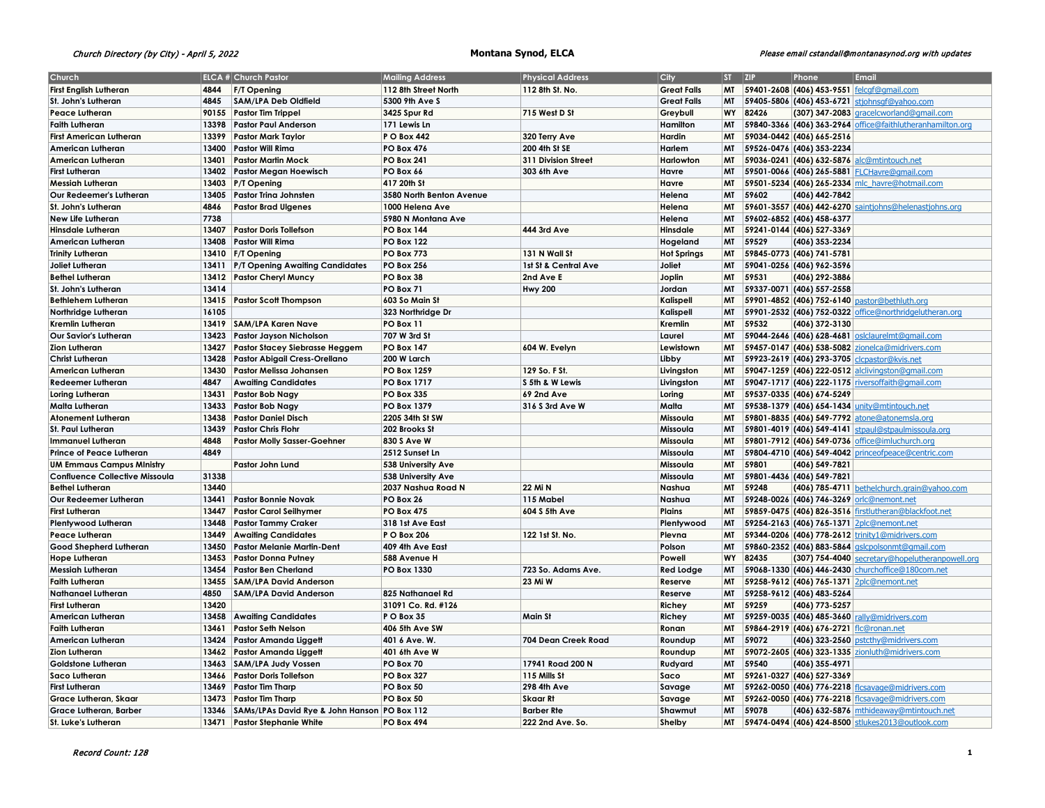| Church | ELCA # | Church Pastor | Mailing Address | Physical Address | City | ST | ZIP | Phone | Email |
|---|---|---|---|---|---|---|---|---|---|
| First English Lutheran | 4844 | F/T Opening | 112 8th Street North | 112 8th St. No. | Great Falls | MT | 59401-2608 | (406) 453-9551 | felcgf@gmail.com |
| St. John's Lutheran | 4845 | SAM/LPA Deb Oldfield | 5300 9th Ave S | | Great Falls | MT | 59405-5806 | (406) 453-6721 | stjohnsgf@yahoo.com |
| Peace Lutheran | 90155 | Pastor Tim Trippel | 3425 Spur Rd | 715 West D St | Greybull | WY | 82426 | (307) 347-2083 | gracelcworland@gmail.com |
| Faith Lutheran | 13398 | Pastor Paul Anderson | 171 Lewis Ln | | Hamilton | MT | 59840-3366 | (406) 363-2964 | office@faithlutheranhamilton.org |
| First American Lutheran | 13399 | Pastor Mark Taylor | P O Box 442 | 320 Terry Ave | Hardin | MT | 59034-0442 | (406) 665-2516 | |
| American Lutheran | 13400 | Pastor Will Rima | PO Box 476 | 200 4th St SE | Harlem | MT | 59526-0476 | (406) 353-2234 | |
| American Lutheran | 13401 | Pastor Martin Mock | PO Box 241 | 311 Division Street | Harlowton | MT | 59036-0241 | (406) 632-5876 | alc@mtintouch.net |
| First Lutheran | 13402 | Pastor Megan Hoewisch | PO Box 66 | 303 6th Ave | Havre | MT | 59501-0066 | (406) 265-5881 | FLCHavre@gmail.com |
| Messiah Lutheran | 13403 | P/T Opening | 417 20th St | | Havre | MT | 59501-5234 | (406) 265-2334 | mlc_havre@hotmail.com |
| Our Redeemer's Lutheran | 13405 | Pastor Trina Johnsten | 3580 North Benton Avenue | | Helena | MT | 59602 | (406) 442-7842 | |
| St. John's Lutheran | 4846 | Pastor Brad Ulgenes | 1000 Helena Ave | | Helena | MT | 59601-3557 | (406) 442-6270 | saintjohns@helenastjohns.org |
| New Life Lutheran | 7738 | | 5980 N Montana Ave | | Helena | MT | 59602-6852 | (406) 458-6377 | |
| Hinsdale Lutheran | 13407 | Pastor Doris Tollefson | PO Box 144 | 444 3rd Ave | Hinsdale | MT | 59241-0144 | (406) 527-3369 | |
| American Lutheran | 13408 | Pastor Will Rima | PO Box 122 | | Hogeland | MT | 59529 | (406) 353-2234 | |
| Trinity Lutheran | 13410 | F/T Opening | PO Box 773 | 131 N Wall St | Hot Springs | MT | 59845-0773 | (406) 741-5781 | |
| Joliet Lutheran | 13411 | P/T Opening Awaiting Candidates | PO Box 256 | 1st St & Central Ave | Joliet | MT | 59041-0256 | (406) 962-3596 | |
| Bethel Lutheran | 13412 | Pastor Cheryl Muncy | PO Box 38 | 2nd Ave E | Joplin | MT | 59531 | (406) 292-3886 | |
| St. John's Lutheran | 13414 | | PO Box 71 | Hwy 200 | Jordan | MT | 59337-0071 | (406) 557-2558 | |
| Bethlehem Lutheran | 13415 | Pastor Scott Thompson | 603 So Main St | | Kalispell | MT | 59901-4852 | (406) 752-6140 | pastor@bethluth.org |
| Northridge Lutheran | 16105 | | 323 Northridge Dr | | Kalispell | MT | 59901-2532 | (406) 752-0322 | office@northridgelutheran.org |
| Kremlin Lutheran | 13419 | SAM/LPA Karen Nave | PO Box 11 | | Kremlin | MT | 59532 | (406) 372-3130 | |
| Our Savior's Lutheran | 13423 | Pastor Jayson Nicholson | 707 W 3rd St | | Laurel | MT | 59044-2646 | (406) 628-4681 | oslclaurelmt@gmail.com |
| Zion Lutheran | 13427 | Pastor Stacey Siebrasse Heggem | PO Box 147 | 604 W. Evelyn | Lewistown | MT | 59457-0147 | (406) 538-5082 | zionelca@midrivers.com |
| Christ Lutheran | 13428 | Pastor Abigail Cress-Orellano | 200 W Larch | | Libby | MT | 59923-2619 | (406) 293-3705 | clcpastor@kvis.net |
| American Lutheran | 13430 | Pastor Melissa Johansen | PO Box 1259 | 129 So. F St. | Livingston | MT | 59047-1259 | (406) 222-0512 | alclivingston@gmail.com |
| Redeemer Lutheran | 4847 | Awaiting Candidates | PO Box 1717 | S 5th & W Lewis | Livingston | MT | 59047-1717 | (406) 222-1175 | riversoffaith@gmail.com |
| Loring Lutheran | 13431 | Pastor Bob Nagy | PO Box 335 | 69 2nd Ave | Loring | MT | 59537-0335 | (406) 674-5249 | |
| Malta Lutheran | 13433 | Pastor Bob Nagy | PO Box 1379 | 316 S 3rd Ave W | Malta | MT | 59538-1379 | (406) 654-1434 | unity@mtintouch.net |
| Atonement Lutheran | 13438 | Pastor Daniel Disch | 2205 34th St SW | | Missoula | MT | 59801-8835 | (406) 549-7792 | atone@atonemsla.org |
| St. Paul Lutheran | 13439 | Pastor Chris Flohr | 202 Brooks St | | Missoula | MT | 59801-4019 | (406) 549-4141 | stpaul@stpaulmissoula.org |
| Immanuel Lutheran | 4848 | Pastor Molly Sasser-Goehner | 830 S Ave W | | Missoula | MT | 59801-7912 | (406) 549-0736 | office@imluchurch.org |
| Prince of Peace Lutheran | 4849 | | 2512 Sunset Ln | | Missoula | MT | 59804-4710 | (406) 549-4042 | princeofpeace@centric.com |
| UM Emmaus Campus Ministry | | Pastor John Lund | 538 University Ave | | Missoula | MT | 59801 | (406) 549-7821 | |
| Confluence Collective Missoula | 31338 | | 538 University Ave | | Missoula | MT | 59801-4436 | (406) 549-7821 | |
| Bethel Lutheran | 13440 | | 2037 Nashua Road N | 22 Mi N | Nashua | MT | 59248 | (406) 785-4711 | bethelchurch.grain@yahoo.com |
| Our Redeemer Lutheran | 13441 | Pastor Bonnie Novak | PO Box 26 | 115 Mabel | Nashua | MT | 59248-0026 | (406) 746-3269 | orlc@nemont.net |
| First Lutheran | 13447 | Pastor Carol Seilhymer | PO Box 475 | 604 S 5th Ave | Plains | MT | 59859-0475 | (406) 826-3516 | firstlutheran@blackfoot.net |
| Plentywood Lutheran | 13448 | Pastor Tammy Craker | 318 1st Ave East | | Plentywood | MT | 59254-2163 | (406) 765-1371 | 2plc@nemont.net |
| Peace Lutheran | 13449 | Awaiting Candidates | P O Box 206 | 122 1st St. No. | Plevna | MT | 59344-0206 | (406) 778-2612 | trinity1@midrivers.com |
| Good Shepherd Lutheran | 13450 | Pastor Melanie Martin-Dent | 409 4th Ave East | | Polson | MT | 59860-2352 | (406) 883-5864 | gslcpolsonmt@gmail.com |
| Hope Lutheran | 13453 | Pastor Donna Putney | 588 Avenue H | | Powell | WY | 82435 | (307) 754-4040 | secretary@hopelutheranpowell.org |
| Messiah Lutheran | 13454 | Pastor Ben Cherland | PO Box 1330 | 723 So. Adams Ave. | Red Lodge | MT | 59068-1330 | (406) 446-2430 | churchoffice@180com.net |
| Faith Lutheran | 13455 | SAM/LPA David Anderson | | 23 Mi W | Reserve | MT | 59258-9612 | (406) 765-1371 | 2plc@nemont.net |
| Nathanael Lutheran | 4850 | SAM/LPA David Anderson | 825 Nathanael Rd | | Reserve | MT | 59258-9612 | (406) 483-5264 | |
| First Lutheran | 13420 | | 31091 Co. Rd. #126 | | Richey | MT | 59259 | (406) 773-5257 | |
| American Lutheran | 13458 | Awaiting Candidates | P O Box 35 | Main St | Richey | MT | 59259-0035 | (406) 485-3660 | rally@midrivers.com |
| Faith Lutheran | 13461 | Pastor Seth Nelson | 406 5th Ave SW | | Ronan | MT | 59864-2919 | (406) 676-2721 | flc@ronan.net |
| American Lutheran | 13424 | Pastor Amanda Liggett | 401 6 Ave. W. | 704 Dean Creek Road | Roundup | MT | 59072 | (406) 323-2560 | pstcthy@midrivers.com |
| Zion Lutheran | 13462 | Pastor Amanda Liggett | 401 6th Ave W | | Roundup | MT | 59072-2605 | (406) 323-1335 | zionluth@midrivers.com |
| Goldstone Lutheran | 13463 | SAM/LPA Judy Vossen | PO Box 70 | 17941 Road 200 N | Rudyard | MT | 59540 | (406) 355-4971 | |
| Saco Lutheran | 13466 | Pastor Doris Tollefson | PO Box 327 | 115 Mills St | Saco | MT | 59261-0327 | (406) 527-3369 | |
| First Lutheran | 13469 | Pastor Tim Tharp | PO Box 50 | 298 4th Ave | Savage | MT | 59262-0050 | (406) 776-2218 | flcsavage@midrivers.com |
| Grace Lutheran, Skaar | 13473 | Pastor Tim Tharp | PO Box 50 | Skaar Rt | Savage | MT | 59262-0050 | (406) 776-2218 | flcsavage@midrivers.com |
| Grace Lutheran, Barber | 13346 | SAMs/LPAs David Rye & John Hanson | PO Box 112 | Barber Rte | Shawmut | MT | 59078 | (406) 632-5876 | mthideaway@mtintouch.net |
| St. Luke's Lutheran | 13471 | Pastor Stephanie White | PO Box 494 | 222 2nd Ave. So. | Shelby | MT | 59474-0494 | (406) 424-8500 | stlukes2013@outlook.com |

*Record Count: 128*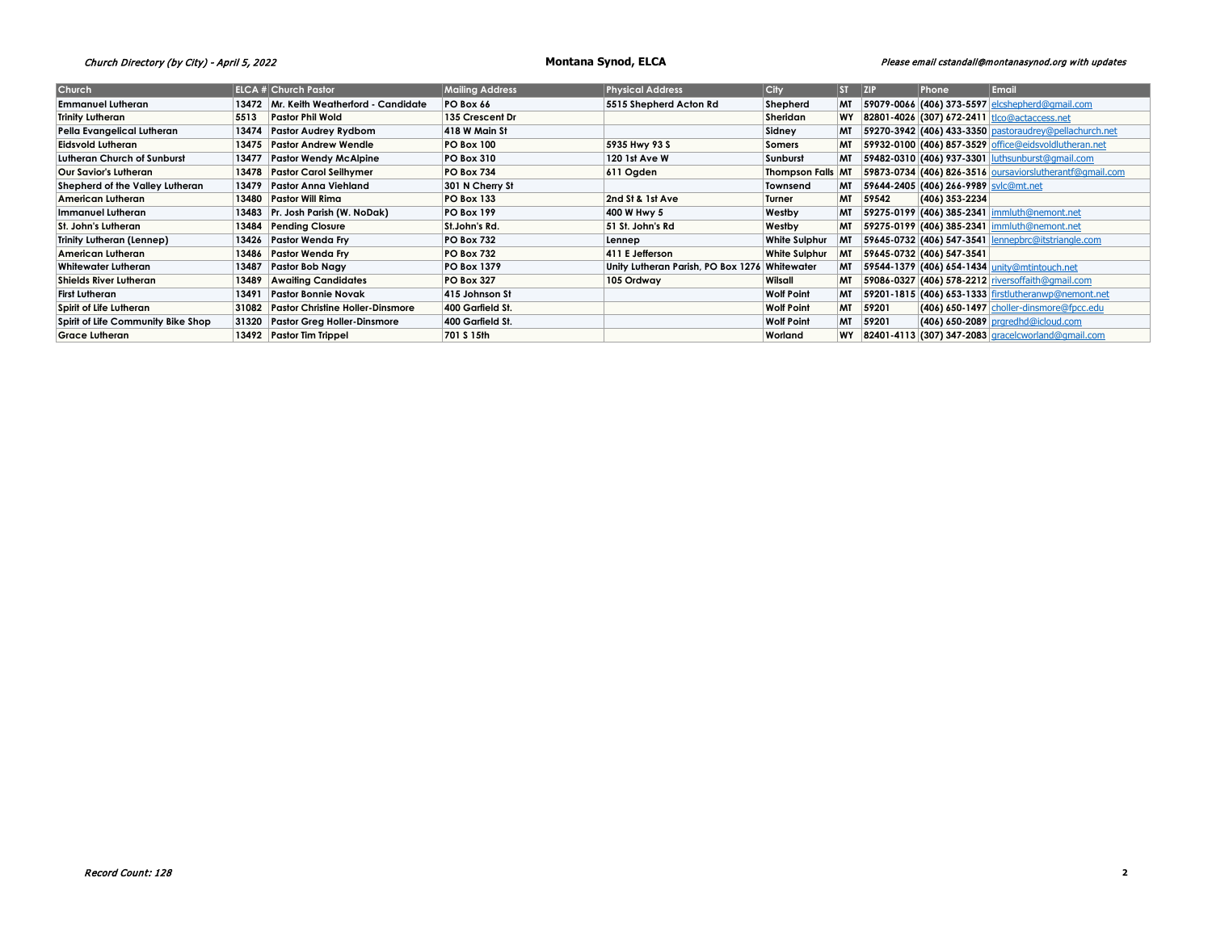| Church | ELCA # | Church Pastor | Mailing Address | Physical Address | City | ST | ZIP | Phone | Email |
|---|---|---|---|---|---|---|---|---|---|
| Emmanuel Lutheran | 13472 | Mr. Keith Weatherford - Candidate | PO Box 66 | 5515 Shepherd Acton Rd | Shepherd | MT | 59079-0066 | (406) 373-5597 | elcshepherd@gmail.com |
| Trinity Lutheran | 5513 | Pastor Phil Wold | 135 Crescent Dr | | Sheridan | WY | 82801-4026 | (307) 672-2411 | tlco@actaccess.net |
| Pella Evangelical Lutheran | 13474 | Pastor Audrey Rydbom | 418 W Main St | | Sidney | MT | 59270-3942 | (406) 433-3350 | pastoraudrey@pellachurch.net |
| Eidsvold Lutheran | 13475 | Pastor Andrew Wendle | PO Box 100 | 5935 Hwy 93 S | Somers | MT | 59932-0100 | (406) 857-3529 | office@eidsvoldlutheran.net |
| Lutheran Church of Sunburst | 13477 | Pastor Wendy McAlpine | PO Box 310 | 120 1st Ave W | Sunburst | MT | 59482-0310 | (406) 937-3301 | luthsunburst@gmail.com |
| Our Savior's Lutheran | 13478 | Pastor Carol Seilhymer | PO Box 734 | 611 Ogden | Thompson Falls | MT | 59873-0734 | (406) 826-3516 | oursaviorslutherantf@gmail.com |
| Shepherd of the Valley Lutheran | 13479 | Pastor Anna Viehland | 301 N Cherry St | | Townsend | MT | 59644-2405 | (406) 266-9989 | svlc@mt.net |
| American Lutheran | 13480 | Pastor Will Rima | PO Box 133 | 2nd St & 1st Ave | Turner | MT | 59542 | (406) 353-2234 | |
| Immanuel Lutheran | 13483 | Pr. Josh Parish (W. NoDak) | PO Box 199 | 400 W Hwy 5 | Westby | MT | 59275-0199 | (406) 385-2341 | immluth@nemont.net |
| St. John's Lutheran | 13484 | Pending Closure | St.John's Rd. | 51 St. John's Rd | Westby | MT | 59275-0199 | (406) 385-2341 | immluth@nemont.net |
| Trinity Lutheran (Lennep) | 13426 | Pastor Wenda Fry | PO Box 732 | Lennep | White Sulphur | MT | 59645-0732 | (406) 547-3541 | lennepbrc@itstriangle.com |
| American Lutheran | 13486 | Pastor Wenda Fry | PO Box 732 | 411 E Jefferson | White Sulphur | MT | 59645-0732 | (406) 547-3541 | |
| Whitewater Lutheran | 13487 | Pastor Bob Nagy | PO Box 1379 | Unity Lutheran Parish, PO Box 1276 | Whitewater | MT | 59544-1379 | (406) 654-1434 | unity@mtintouch.net |
| Shields River Lutheran | 13489 | Awaiting Candidates | PO Box 327 | 105 Ordway | Wilsall | MT | 59086-0327 | (406) 578-2212 | riversoffaith@gmail.com |
| First Lutheran | 13491 | Pastor Bonnie Novak | 415 Johnson St | | Wolf Point | MT | 59201-1815 | (406) 653-1333 | firstlutheranwp@nemont.net |
| Spirit of Life Lutheran | 31082 | Pastor Christine Holler-Dinsmore | 400 Garfield St. | | Wolf Point | MT | 59201 | (406) 650-1497 | choller-dinsmore@fpcc.edu |
| Spirit of Life Community Bike Shop | 31320 | Pastor Greg Holler-Dinsmore | 400 Garfield St. | | Wolf Point | MT | 59201 | (406) 650-2089 | prgredhd@icloud.com |
| Grace Lutheran | 13492 | Pastor Tim Trippel | 701 S 15th | | Worland | WY | 82401-4113 | (307) 347-2083 | gracelcworland@gmail.com |

*Record Count: 128*